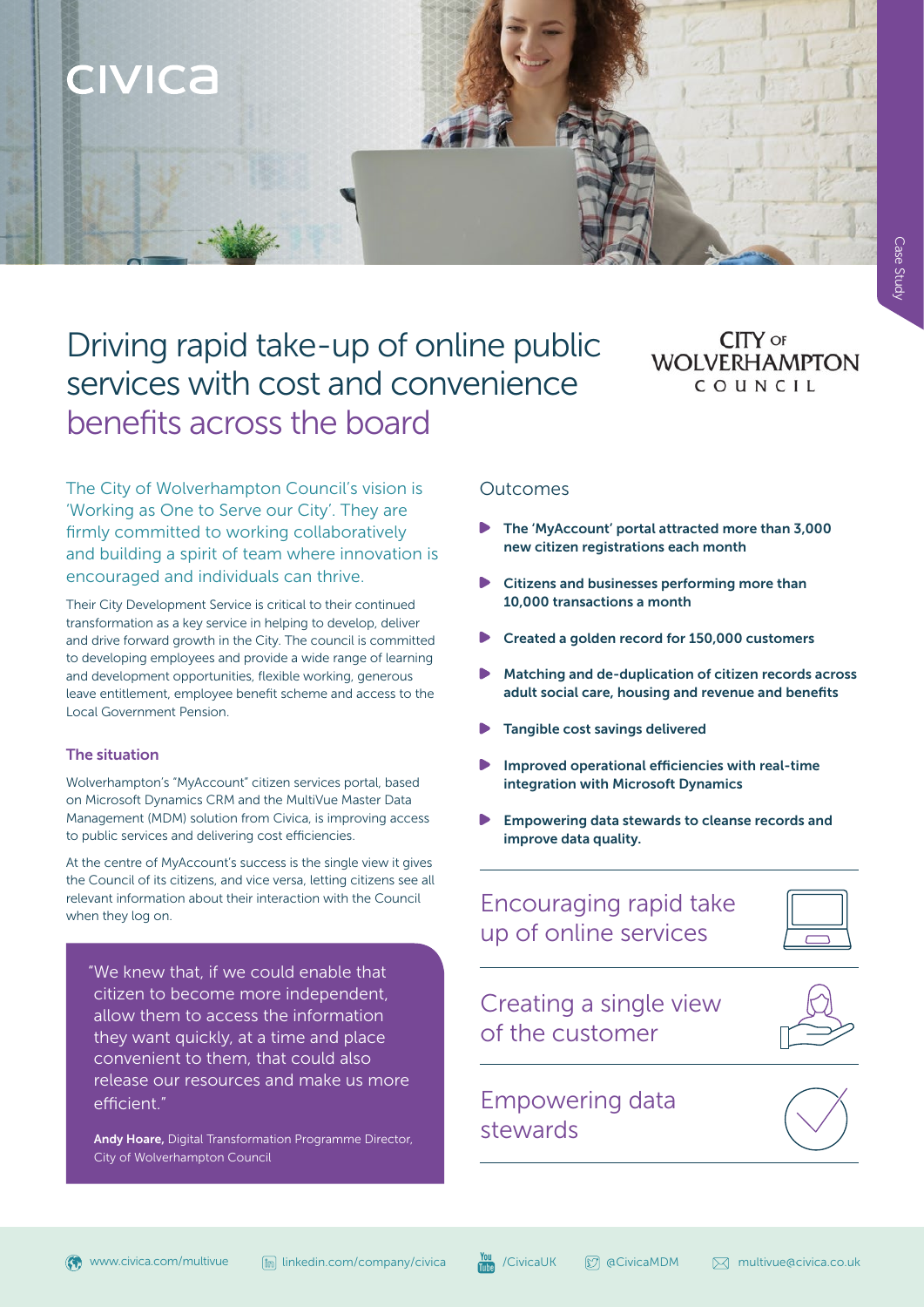civica

Case Study

# Driving rapid take-up of online public services with cost and convenience benefits across the board

CITY OF WOLVERHAMPTON COUNCIL

The City of Wolverhampton Council's vision is 'Working as One to Serve our City'. They are firmly committed to working collaboratively and building a spirit of team where innovation is encouraged and individuals can thrive.

Their City Development Service is critical to their continued transformation as a key service in helping to develop, deliver and drive forward growth in the City. The council is committed to developing employees and provide a wide range of learning and development opportunities, flexible working, generous leave entitlement, employee benefit scheme and access to the Local Government Pension.

## The situation

Wolverhampton's "MyAccount" citizen services portal, based on Microsoft Dynamics CRM and the MultiVue Master Data Management (MDM) solution from Civica, is improving access to public services and delivering cost efficiencies.

At the centre of MyAccount's success is the single view it gives the Council of its citizens, and vice versa, letting citizens see all relevant information about their interaction with the Council when they log on.

> "We knew that, if we could enable that citizen to become more independent, allow them to access the information they want quickly, at a time and place convenient to them, that could also release our resources and make us more efficient."
>
> **Andy Hoare,** Digital Transformation Programme Director, City of Wolverhampton Council

## Outcomes

- **The 'MyAccount' portal attracted more than 3,000 new citizen registrations each month**
- **Citizens and businesses performing more than 10,000 transactions a month**
- **Created a golden record for 150,000 customers**
- **Matching and de-duplication of citizen records across adult social care, housing and revenue and benefits**
- **Tangible cost savings delivered**
- **Improved operational efficiencies with real-time integration with Microsoft Dynamics**
- **Empowering data stewards to cleanse records and improve data quality.**

Encouraging rapid take up of online services

Creating a single view of the customer

Empowering data stewards

www.civica.com/multivue | linkedin.com/company/civica | /CivicaUK | @CivicaMDM | multivue@civica.co.uk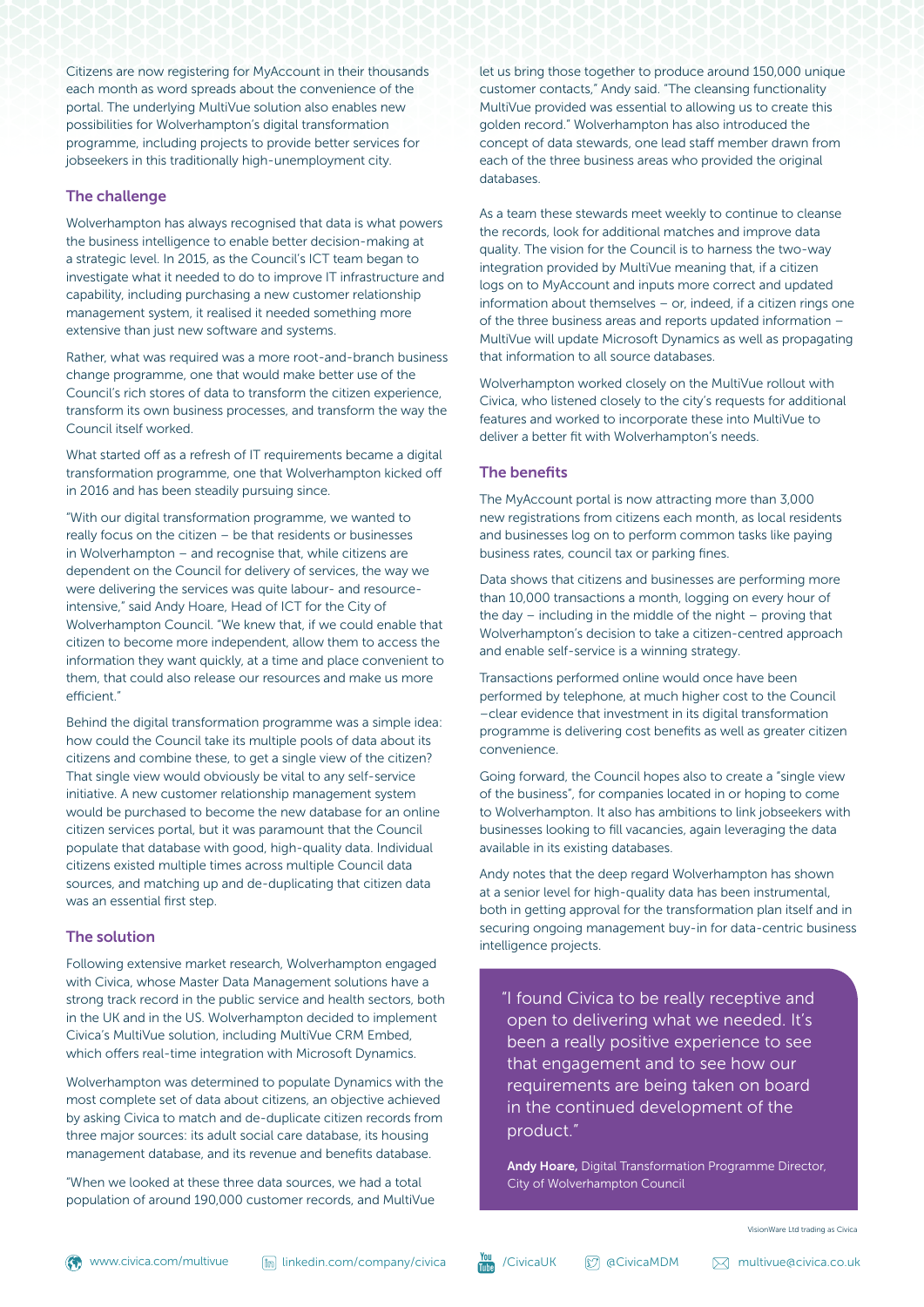Citizens are now registering for MyAccount in their thousands each month as word spreads about the convenience of the portal. The underlying MultiVue solution also enables new possibilities for Wolverhampton's digital transformation programme, including projects to provide better services for jobseekers in this traditionally high-unemployment city.

## The challenge

Wolverhampton has always recognised that data is what powers the business intelligence to enable better decision-making at a strategic level. In 2015, as the Council's ICT team began to investigate what it needed to do to improve IT infrastructure and capability, including purchasing a new customer relationship management system, it realised it needed something more extensive than just new software and systems.

Rather, what was required was a more root-and-branch business change programme, one that would make better use of the Council's rich stores of data to transform the citizen experience, transform its own business processes, and transform the way the Council itself worked.

What started off as a refresh of IT requirements became a digital transformation programme, one that Wolverhampton kicked off in 2016 and has been steadily pursuing since.

"With our digital transformation programme, we wanted to really focus on the citizen – be that residents or businesses in Wolverhampton – and recognise that, while citizens are dependent on the Council for delivery of services, the way we were delivering the services was quite labour- and resource-intensive," said Andy Hoare, Head of ICT for the City of Wolverhampton Council. "We knew that, if we could enable that citizen to become more independent, allow them to access the information they want quickly, at a time and place convenient to them, that could also release our resources and make us more efficient."

Behind the digital transformation programme was a simple idea: how could the Council take its multiple pools of data about its citizens and combine these, to get a single view of the citizen? That single view would obviously be vital to any self-service initiative. A new customer relationship management system would be purchased to become the new database for an online citizen services portal, but it was paramount that the Council populate that database with good, high-quality data. Individual citizens existed multiple times across multiple Council data sources, and matching up and de-duplicating that citizen data was an essential first step.

## The solution

Following extensive market research, Wolverhampton engaged with Civica, whose Master Data Management solutions have a strong track record in the public service and health sectors, both in the UK and in the US. Wolverhampton decided to implement Civica's MultiVue solution, including MultiVue CRM Embed, which offers real-time integration with Microsoft Dynamics.

Wolverhampton was determined to populate Dynamics with the most complete set of data about citizens, an objective achieved by asking Civica to match and de-duplicate citizen records from three major sources: its adult social care database, its housing management database, and its revenue and benefits database.

"When we looked at these three data sources, we had a total population of around 190,000 customer records, and MultiVue let us bring those together to produce around 150,000 unique customer contacts," Andy said. "The cleansing functionality MultiVue provided was essential to allowing us to create this golden record." Wolverhampton has also introduced the concept of data stewards, one lead staff member drawn from each of the three business areas who provided the original databases.

As a team these stewards meet weekly to continue to cleanse the records, look for additional matches and improve data quality. The vision for the Council is to harness the two-way integration provided by MultiVue meaning that, if a citizen logs on to MyAccount and inputs more correct and updated information about themselves – or, indeed, if a citizen rings one of the three business areas and reports updated information – MultiVue will update Microsoft Dynamics as well as propagating that information to all source databases.

Wolverhampton worked closely on the MultiVue rollout with Civica, who listened closely to the city's requests for additional features and worked to incorporate these into MultiVue to deliver a better fit with Wolverhampton's needs.

## The benefits

The MyAccount portal is now attracting more than 3,000 new registrations from citizens each month, as local residents and businesses log on to perform common tasks like paying business rates, council tax or parking fines.

Data shows that citizens and businesses are performing more than 10,000 transactions a month, logging on every hour of the day – including in the middle of the night – proving that Wolverhampton's decision to take a citizen-centred approach and enable self-service is a winning strategy.

Transactions performed online would once have been performed by telephone, at much higher cost to the Council –clear evidence that investment in its digital transformation programme is delivering cost benefits as well as greater citizen convenience.

Going forward, the Council hopes also to create a "single view of the business", for companies located in or hoping to come to Wolverhampton. It also has ambitions to link jobseekers with businesses looking to fill vacancies, again leveraging the data available in its existing databases.

Andy notes that the deep regard Wolverhampton has shown at a senior level for high-quality data has been instrumental, both in getting approval for the transformation plan itself and in securing ongoing management buy-in for data-centric business intelligence projects.

> "I found Civica to be really receptive and open to delivering what we needed. It's been a really positive experience to see that engagement and to see how our requirements are being taken on board in the continued development of the product."
>
> **Andy Hoare,** Digital Transformation Programme Director, City of Wolverhampton Council

VisionWare Ltd trading as Civica

www.civica.com/multivue | linkedin.com/company/civica | /CivicaUK | @CivicaMDM | multivue@civica.co.uk